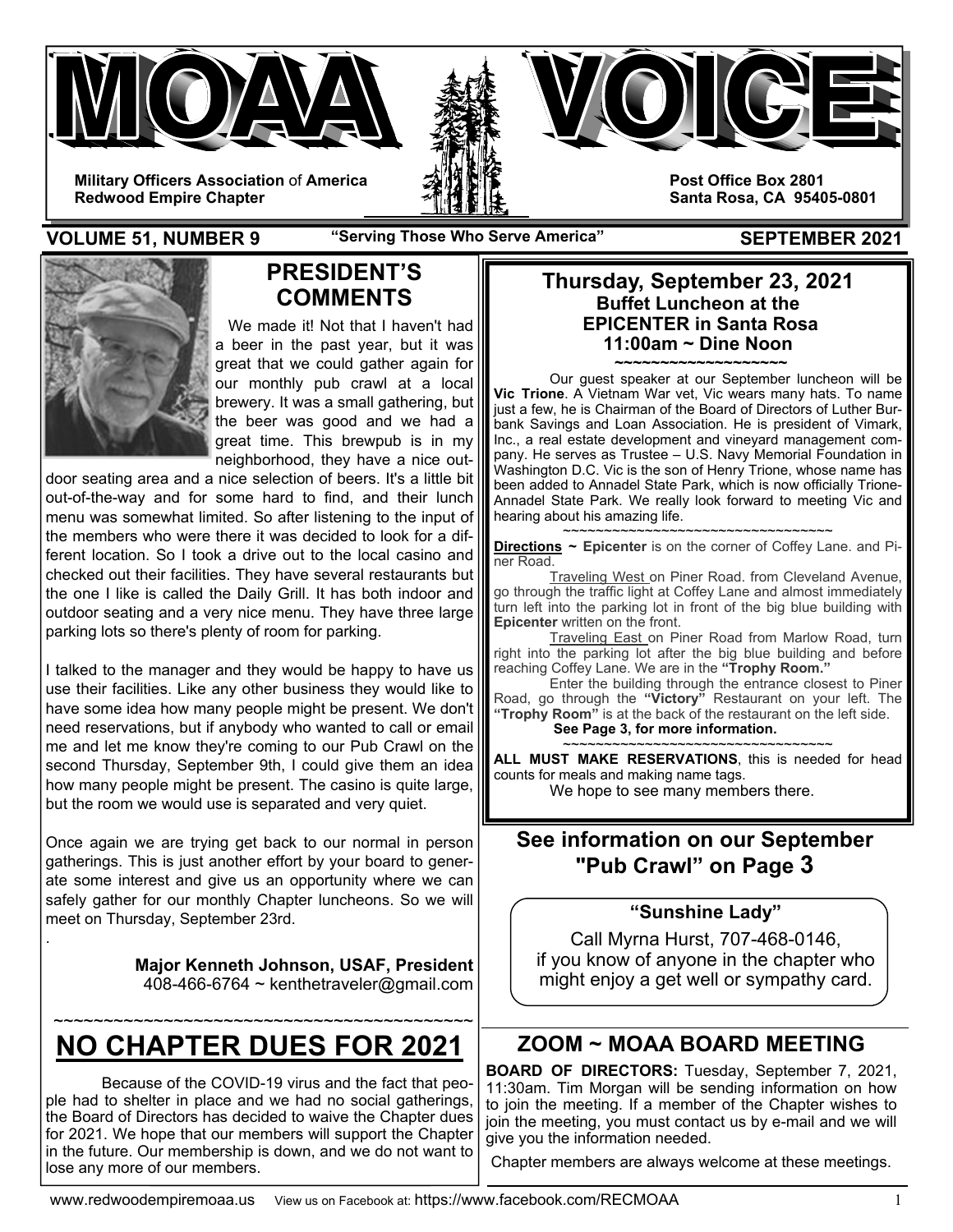# MOAA VOICE

**Military Officers Association of America**
**Redwood Empire Chapter**

**Post Office Box 2801**
**Santa Rosa, CA 95405-0801**

**VOLUME 51, NUMBER 9** **"Serving Those Who Serve America"** **SEPTEMBER 2021**

## PRESIDENT'S COMMENTS

We made it! Not that I haven't had a beer in the past year, but it was great that we could gather again for our monthly pub crawl at a local brewery. It was a small gathering, but the beer was good and we had a great time. This brewpub is in my neighborhood, they have a nice outdoor seating area and a nice selection of beers. It's a little bit out-of-the-way and for some hard to find, and their lunch menu was somewhat limited. So after listening to the input of the members who were there it was decided to look for a different location. So I took a drive out to the local casino and checked out their facilities. They have several restaurants but the one I like is called the Daily Grill. It has both indoor and outdoor seating and a very nice menu. They have three large parking lots so there's plenty of room for parking.

I talked to the manager and they would be happy to have us use their facilities. Like any other business they would like to have some idea how many people might be present. We don't need reservations, but if anybody who wanted to call or email me and let me know they're coming to our Pub Crawl on the second Thursday, September 9th, I could give them an idea how many people might be present. The casino is quite large, but the room we would use is separated and very quiet.

Once again we are trying get back to our normal in person gatherings. This is just another effort by your board to generate some interest and give us an opportunity where we can safely gather for our monthly Chapter luncheons. So we will meet on Thursday, September 23rd.

.

**Major Kenneth Johnson, USAF, President**
408-466-6764 ~ kenthetraveler@gmail.com

~~~~~~~~~~~~~~~~~~~~~~~~~~~~~~~~~~~~~~~~~~~~

## NO CHAPTER DUES FOR 2021

Because of the COVID-19 virus and the fact that people had to shelter in place and we had no social gatherings, the Board of Directors has decided to waive the Chapter dues for 2021. We hope that our members will support the Chapter in the future. Our membership is down, and we do not want to lose any more of our members.

## Thursday, September 23, 2021
### Buffet Luncheon at the EPICENTER in Santa Rosa
### 11:00am ~ Dine Noon

~~~~~~~~~~~~~~~~~~~~

Our guest speaker at our September luncheon will be **Vic Trione**. A Vietnam War vet, Vic wears many hats. To name just a few, he is Chairman of the Board of Directors of Luther Burbank Savings and Loan Association. He is president of Vimark, Inc., a real estate development and vineyard management company. He serves as Trustee – U.S. Navy Memorial Foundation in Washington D.C. Vic is the son of Henry Trione, whose name has been added to Annadel State Park, which is now officially Trione-Annadel State Park. We really look forward to meeting Vic and hearing about his amazing life.

~~~~~~~~~~~~~~~~~~~~~~~~~~~~~~~~~~~

**Directions ~ Epicenter** is on the corner of Coffey Lane. and Piner Road.

Traveling West on Piner Road. from Cleveland Avenue, go through the traffic light at Coffey Lane and almost immediately turn left into the parking lot in front of the big blue building with **Epicenter** written on the front.

Traveling East on Piner Road from Marlow Road, turn right into the parking lot after the big blue building and before reaching Coffey Lane. We are in the **"Trophy Room."**

Enter the building through the entrance closest to Piner Road, go through the **"Victory"** Restaurant on your left. The **"Trophy Room"** is at the back of the restaurant on the left side.

**See Page 3, for more information.**

~~~~~~~~~~~~~~~~~~~~~~~~~~~~~~~~~~~

**ALL MUST MAKE RESERVATIONS**, this is needed for head counts for meals and making name tags.

We hope to see many members there.

## See information on our September "Pub Crawl" on Page 3

### "Sunshine Lady"

Call Myrna Hurst, 707-468-0146, if you know of anyone in the chapter who might enjoy a get well or sympathy card.

## ZOOM ~ MOAA BOARD MEETING

**BOARD OF DIRECTORS:** Tuesday, September 7, 2021, 11:30am. Tim Morgan will be sending information on how to join the meeting. If a member of the Chapter wishes to join the meeting, you must contact us by e-mail and we will give you the information needed.

Chapter members are always welcome at these meetings.

www.redwoodempiremoaa.us View us on Facebook at: https://www.facebook.com/RECMOAA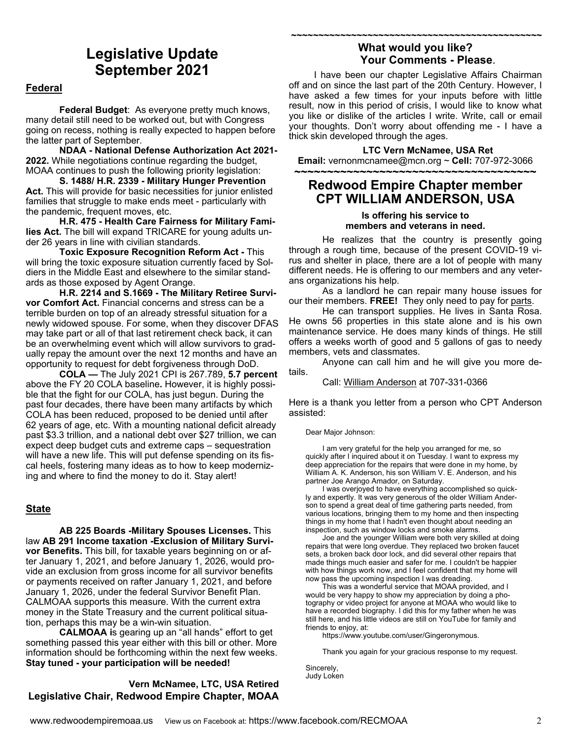# Legislative Update September 2021

## Federal

**Federal Budget**: As everyone pretty much knows, many detail still need to be worked out, but with Congress going on recess, nothing is really expected to happen before the latter part of September.

**NDAA - National Defense Authorization Act 2021-2022.** While negotiations continue regarding the budget, MOAA continues to push the following priority legislation:

**S. 1488/ H.R. 2339 - Military Hunger Prevention Act.** This will provide for basic necessities for junior enlisted families that struggle to make ends meet - particularly with the pandemic, frequent moves, etc.

**H.R. 475 - Health Care Fairness for Military Families Act.** The bill will expand TRICARE for young adults under 26 years in line with civilian standards.

**Toxic Exposure Recognition Reform Act -** This will bring the toxic exposure situation currently faced by Soldiers in the Middle East and elsewhere to the similar standards as those exposed by Agent Orange.

**H.R. 2214 and S.1669 - The Military Retiree Survivor Comfort Act.** Financial concerns and stress can be a terrible burden on top of an already stressful situation for a newly widowed spouse. For some, when they discover DFAS may take part or all of that last retirement check back, it can be an overwhelming event which will allow survivors to gradually repay the amount over the next 12 months and have an opportunity to request for debt forgiveness through DoD.

**COLA —** The July 2021 CPI is 267.789, **5.7 percent** above the FY 20 COLA baseline**.** However, it is highly possible that the fight for our COLA, has just begun. During the past four decades, there have been many artifacts by which COLA has been reduced, proposed to be denied until after 62 years of age, etc. With a mounting national deficit already past $3.3 trillion, and a national debt over $27 trillion, we can expect deep budget cuts and extreme caps – sequestration will have a new life. This will put defense spending on its fiscal heels, fostering many ideas as to how to keep modernizing and where to find the money to do it. Stay alert!

## State

**AB 225 Boards -Military Spouses Licenses.** This law **AB 291 Income taxation -Exclusion of Military Survivor Benefits.** This bill, for taxable years beginning on or after January 1, 2021, and before January 1, 2026, would provide an exclusion from gross income for all survivor benefits or payments received on rafter January 1, 2021, and before January 1, 2026, under the federal Survivor Benefit Plan. CALMOAA supports this measure. With the current extra money in the State Treasury and the current political situation, perhaps this may be a win-win situation.

**CALMOAA i**s gearing up an "all hands" effort to get something passed this year either with this bill or other. More information should be forthcoming within the next few weeks. **Stay tuned - your participation will be needed!**

**Vern McNamee, LTC, USA Retired**
**Legislative Chair, Redwood Empire Chapter, MOAA**

~~~~~~~~~~~~~~~~~~~~~~~~~~~~~~~~~~~~~~~~~~~~~~

### What would you like? Your Comments - Please.

I have been our chapter Legislative Affairs Chairman off and on since the last part of the 20th Century. However, I have asked a few times for your inputs before with little result, now in this period of crisis, I would like to know what you like or dislike of the articles I write. Write, call or email your thoughts. Don't worry about offending me - I have a thick skin developed through the ages.

**LTC Vern McNamee, USA Ret**
**Email:** vernonmcnamee@mcn.org ~ **Cell:** 707-972-3066

~~~~~~~~~~~~~~~~~~~~~~~~~~~~~~~~~~~~~~~~

## Redwood Empire Chapter member CPT WILLIAM ANDERSON, USA

**Is offering his service to members and veterans in need.**

He realizes that the country is presently going through a rough time, because of the present COVID-19 virus and shelter in place, there are a lot of people with many different needs. He is offering to our members and any veterans organizations his help.

As a landlord he can repair many house issues for our their members. **FREE!** They only need to pay for parts.

He can transport supplies. He lives in Santa Rosa. He owns 56 properties in this state alone and is his own maintenance service. He does many kinds of things. He still offers a weeks worth of good and 5 gallons of gas to needy members, vets and classmates.

Anyone can call him and he will give you more details.

Call: William Anderson at 707-331-0366

Here is a thank you letter from a person who CPT Anderson assisted:

Dear Major Johnson:

I am very grateful for the help you arranged for me, so quickly after I inquired about it on Tuesday. I want to express my deep appreciation for the repairs that were done in my home, by William A. K. Anderson, his son William V. E. Anderson, and his partner Joe Arango Amador, on Saturday.

I was overjoyed to have everything accomplished so quickly and expertly. It was very generous of the older William Anderson to spend a great deal of time gathering parts needed, from various locations, bringing them to my home and then inspecting things in my home that I hadn't even thought about needing an inspection, such as window locks and smoke alarms.

Joe and the younger William were both very skilled at doing repairs that were long overdue. They replaced two broken faucet sets, a broken back door lock, and did several other repairs that made things much easier and safer for me. I couldn't be happier with how things work now, and I feel confident that my home will now pass the upcoming inspection I was dreading.

This was a wonderful service that MOAA provided, and I would be very happy to show my appreciation by doing a photography or video project for anyone at MOAA who would like to have a recorded biography. I did this for my father when he was still here, and his little videos are still on YouTube for family and friends to enjoy, at:

https://www.youtube.com/user/Gingeronymous.

Thank you again for your gracious response to my request.

Sincerely,
Judy Loken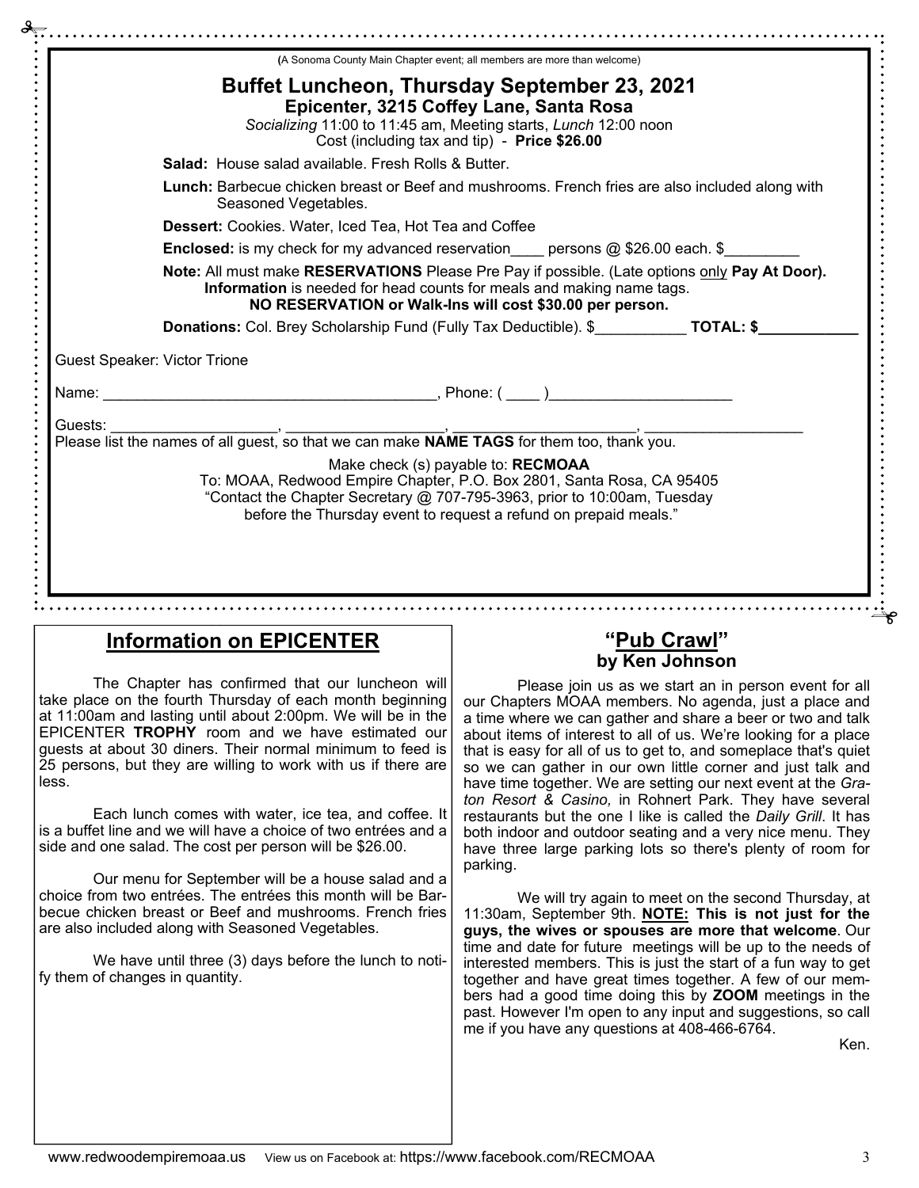(A Sonoma County Main Chapter event; all members are more than welcome)

## Buffet Luncheon, Thursday September 23, 2021

### Epicenter, 3215 Coffey Lane, Santa Rosa

*Socializing* 11:00 to 11:45 am, Meeting starts, *Lunch* 12:00 noon

Cost (including tax and tip) - **Price $26.00**

**Salad:** House salad available. Fresh Rolls & Butter.

**Lunch:** Barbecue chicken breast or Beef and mushrooms. French fries are also included along with Seasoned Vegetables.

**Dessert:** Cookies. Water, Iced Tea, Hot Tea and Coffee

**Enclosed:** is my check for my advanced reservation____ persons @ $26.00 each. $_________

**Note:** All must make **RESERVATIONS** Please Pre Pay if possible. (Late options only **Pay At Door). Information** is needed for head counts for meals and making name tags.
**NO RESERVATION or Walk-Ins will cost $30.00 per person.**

**Donations:** Col. Brey Scholarship Fund (Fully Tax Deductible). $___________ **TOTAL: $____________**

Guest Speaker: Victor Trione

Name: _______________________________________, Phone: ( ____ )______________________

Guests: ____________________, ___________________, ______________________, ___________________

Please list the names of all guest, so that we can make **NAME TAGS** for them too, thank you.

Make check (s) payable to: **RECMOAA**

To: MOAA, Redwood Empire Chapter, P.O. Box 2801, Santa Rosa, CA 95405

"Contact the Chapter Secretary @ 707-795-3963, prior to 10:00am, Tuesday before the Thursday event to request a refund on prepaid meals."

## Information on EPICENTER

The Chapter has confirmed that our luncheon will take place on the fourth Thursday of each month beginning at 11:00am and lasting until about 2:00pm. We will be in the EPICENTER **TROPHY** room and we have estimated our guests at about 30 diners. Their normal minimum to feed is 25 persons, but they are willing to work with us if there are less.

Each lunch comes with water, ice tea, and coffee. It is a buffet line and we will have a choice of two entrées and a side and one salad. The cost per person will be $26.00.

Our menu for September will be a house salad and a choice from two entrées. The entrées this month will be Barbecue chicken breast or Beef and mushrooms. French fries are also included along with Seasoned Vegetables.

We have until three (3) days before the lunch to notify them of changes in quantity.

## "Pub Crawl"

### by Ken Johnson

Please join us as we start an in person event for all our Chapters MOAA members. No agenda, just a place and a time where we can gather and share a beer or two and talk about items of interest to all of us. We're looking for a place that is easy for all of us to get to, and someplace that's quiet so we can gather in our own little corner and just talk and have time together. We are setting our next event at the *Graton Resort & Casino,* in Rohnert Park. They have several restaurants but the one I like is called the *Daily Grill*. It has both indoor and outdoor seating and a very nice menu. They have three large parking lots so there's plenty of room for parking.

We will try again to meet on the second Thursday, at 11:30am, September 9th. **NOTE: This is not just for the guys, the wives or spouses are more that welcome**. Our time and date for future meetings will be up to the needs of interested members. This is just the start of a fun way to get together and have great times together. A few of our members had a good time doing this by **ZOOM** meetings in the past. However I'm open to any input and suggestions, so call me if you have any questions at 408-466-6764.

Ken.

www.redwoodempiremoaa.us View us on Facebook at: https://www.facebook.com/RECMOAA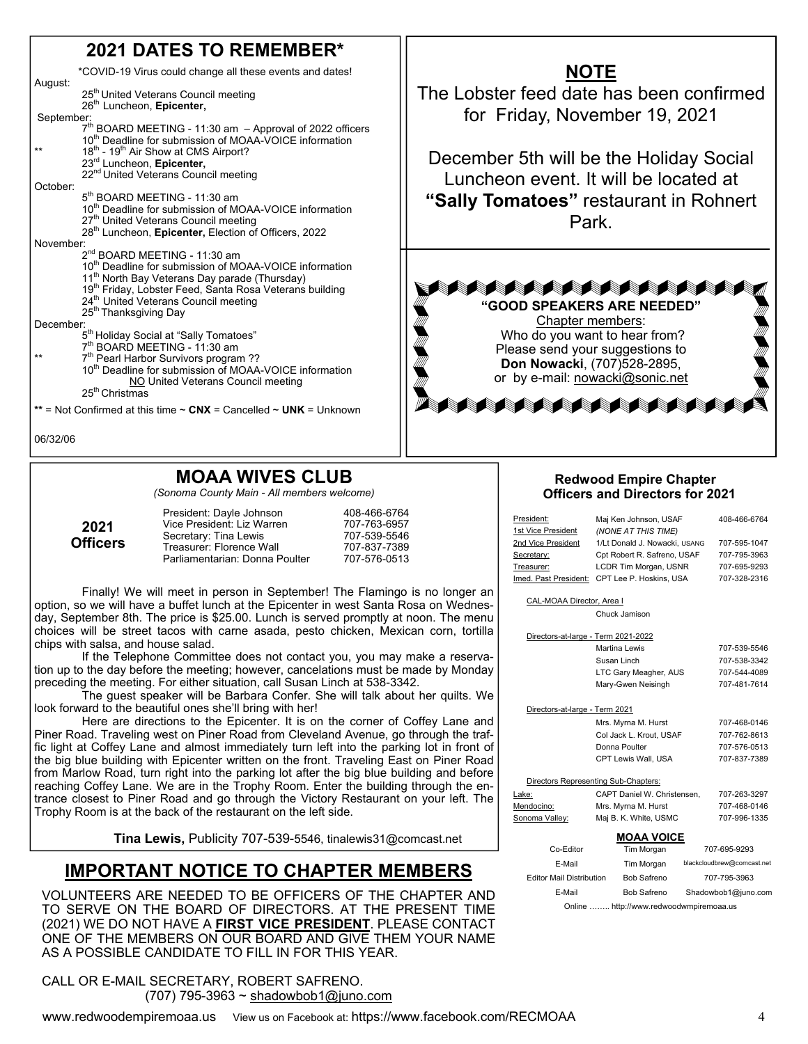## 2021 DATES TO REMEMBER*

*COVID-19 Virus could change all these events and dates!

August:

- 25th United Veterans Council meeting
- 26th Luncheon, **Epicenter,**

September:

- 7th BOARD MEETING - 11:30 am – Approval of 2022 officers
- 10th Deadline for submission of MOAA-VOICE information
- ** 18th - 19th Air Show at CMS Airport?
- 23rd Luncheon, **Epicenter,**
- 22nd United Veterans Council meeting

October:

- 5th BOARD MEETING - 11:30 am
- 10th Deadline for submission of MOAA-VOICE information
- 27th United Veterans Council meeting
- 28th Luncheon, **Epicenter,** Election of Officers, 2022

November:

- 2nd BOARD MEETING - 11:30 am
- 10th Deadline for submission of MOAA-VOICE information
- 11th North Bay Veterans Day parade (Thursday)
- 19th Friday, Lobster Feed, Santa Rosa Veterans building
- 24th United Veterans Council meeting
- 25th Thanksgiving Day

December:

- 5th Holiday Social at "Sally Tomatoes"
- 7th BOARD MEETING - 11:30 am
- ** 7th Pearl Harbor Survivors program ??
- 10th Deadline for submission of MOAA-VOICE information
  - NO United Veterans Council meeting
- 25th Christmas

**** = Not Confirmed at this time ~ **CNX** = Cancelled ~ **UNK** = Unknown

06/32/06

## NOTE

The Lobster feed date has been confirmed for Friday, November 19, 2021

December 5th will be the Holiday Social Luncheon event. It will be located at **"Sally Tomatoes"** restaurant in Rohnert Park.

**"GOOD SPEAKERS ARE NEEDED"**

Chapter members:
Who do you want to hear from?
Please send your suggestions to
**Don Nowacki**, (707)528-2895,
or by e-mail: nowacki@sonic.net

## MOAA WIVES CLUB

*(Sonoma County Main - All members welcome)*

**2021 Officers**

| | |
|---|---|
| President: Dayle Johnson | 408-466-6764 |
| Vice President: Liz Warren | 707-763-6957 |
| Secretary: Tina Lewis | 707-539-5546 |
| Treasurer: Florence Wall | 707-837-7389 |
| Parliamentarian: Donna Poulter | 707-576-0513 |

Finally! We will meet in person in September! The Flamingo is no longer an option, so we will have a buffet lunch at the Epicenter in west Santa Rosa on Wednesday, September 8th. The price is $25.00. Lunch is served promptly at noon. The menu choices will be street tacos with carne asada, pesto chicken, Mexican corn, tortilla chips with salsa, and house salad.

If the Telephone Committee does not contact you, you may make a reservation up to the day before the meeting; however, cancelations must be made by Monday preceding the meeting. For either situation, call Susan Linch at 538-3342.

The guest speaker will be Barbara Confer. She will talk about her quilts. We look forward to the beautiful ones she'll bring with her!

Here are directions to the Epicenter. It is on the corner of Coffey Lane and Piner Road. Traveling west on Piner Road from Cleveland Avenue, go through the traffic light at Coffey Lane and almost immediately turn left into the parking lot in front of the big blue building with Epicenter written on the front. Traveling East on Piner Road from Marlow Road, turn right into the parking lot after the big blue building and before reaching Coffey Lane. We are in the Trophy Room. Enter the building through the entrance closest to Piner Road and go through the Victory Restaurant on your left. The Trophy Room is at the back of the restaurant on the left side.

**Tina Lewis,** Publicity 707-539-5546, tinalewis31@comcast.net

## IMPORTANT NOTICE TO CHAPTER MEMBERS

VOLUNTEERS ARE NEEDED TO BE OFFICERS OF THE CHAPTER AND TO SERVE ON THE BOARD OF DIRECTORS. AT THE PRESENT TIME (2021) WE DO NOT HAVE A **FIRST VICE PRESIDENT**. PLEASE CONTACT ONE OF THE MEMBERS ON OUR BOARD AND GIVE THEM YOUR NAME AS A POSSIBLE CANDIDATE TO FILL IN FOR THIS YEAR.

CALL OR E-MAIL SECRETARY, ROBERT SAFRENO.
(707) 795-3963 ~ shadowbob1@juno.com

### Redwood Empire Chapter Officers and Directors for 2021

| | | |
|---|---|---|
| President: | Maj Ken Johnson, USAF | 408-466-6764 |
| 1st Vice President | *(NONE AT THIS TIME)* | |
| 2nd Vice President | 1/Lt Donald J. Nowacki, USANG | 707-595-1047 |
| Secretary: | Cpt Robert R. Safreno, USAF | 707-795-3963 |
| Treasurer: | LCDR Tim Morgan, USNR | 707-695-9293 |
| Imed. Past President: | CPT Lee P. Hoskins, USA | 707-328-2316 |

CAL-MOAA Director, Area I

- Chuck Jamison

Directors-at-large - Term 2021-2022

| | |
|---|---|
| Martina Lewis | 707-539-5546 |
| Susan Linch | 707-538-3342 |
| LTC Gary Meagher, AUS | 707-544-4089 |
| Mary-Gwen Neisingh | 707-481-7614 |

Directors-at-large - Term 2021

| | |
|---|---|
| Mrs. Myrna M. Hurst | 707-468-0146 |
| Col Jack L. Krout, USAF | 707-762-8613 |
| Donna Poulter | 707-576-0513 |
| CPT Lewis Wall, USA | 707-837-7389 |

Directors Representing Sub-Chapters:

| | | |
|---|---|---|
| Lake: | CAPT Daniel W. Christensen, | 707-263-3297 |
| Mendocino: | Mrs. Myrna M. Hurst | 707-468-0146 |
| Sonoma Valley: | Maj B. K. White, USMC | 707-996-1335 |

**MOAA VOICE**

| | | |
|---|---|---|
| Co-Editor | Tim Morgan | 707-695-9293 |
| E-Mail | Tim Morgan | blackcloudbrew@comcast.net |
| Editor Mail Distribution | Bob Safreno | 707-795-3963 |
| E-Mail | Bob Safreno | Shadowbob1@juno.com |

Online …….. http://www.redwoodwmpiremoaa.us

www.redwoodempiremoaa.us View us on Facebook at: https://www.facebook.com/RECMOAA